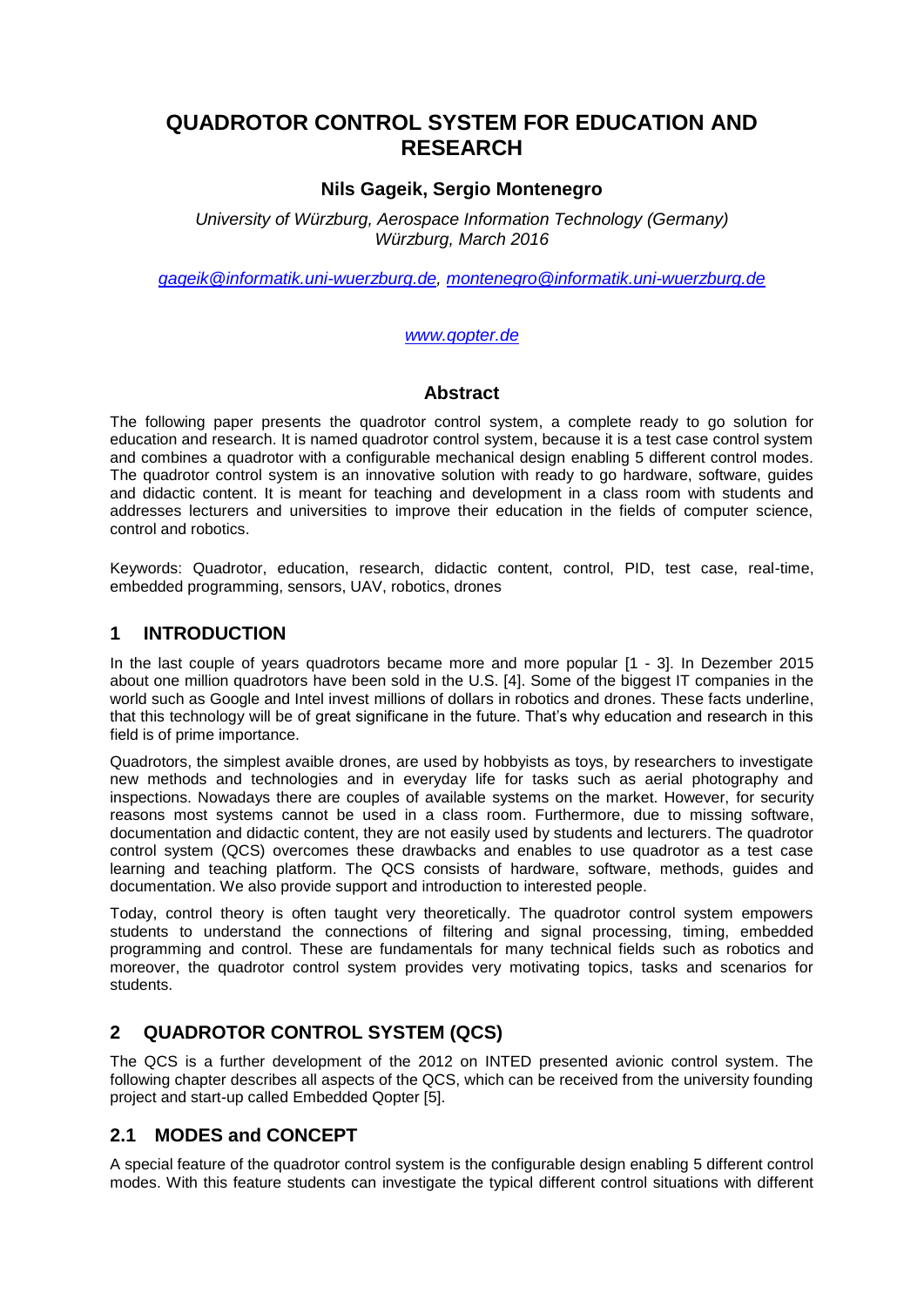# QUADROTOR CONTROL SYSTEM FOR EDUCATION AND RESEARCH

**Nils Gageik, Sergio Montenegro**

*University of Würzburg, Aerospace Information Technology (Germany)*
*Würzburg, March 2016*

gageik@informatik.uni-wuerzburg.de, montenegro@informatik.uni-wuerzburg.de

www.qopter.de

## Abstract

The following paper presents the quadrotor control system, a complete ready to go solution for education and research. It is named quadrotor control system, because it is a test case control system and combines a quadrotor with a configurable mechanical design enabling 5 different control modes. The quadrotor control system is an innovative solution with ready to go hardware, software, guides and didactic content. It is meant for teaching and development in a class room with students and addresses lecturers and universities to improve their education in the fields of computer science, control and robotics.

Keywords: Quadrotor, education, research, didactic content, control, PID, test case, real-time, embedded programming, sensors, UAV, robotics, drones

## 1 INTRODUCTION

In the last couple of years quadrotors became more and more popular [1 - 3]. In Dezember 2015 about one million quadrotors have been sold in the U.S. [4]. Some of the biggest IT companies in the world such as Google and Intel invest millions of dollars in robotics and drones. These facts underline, that this technology will be of great significane in the future. That's why education and research in this field is of prime importance.

Quadrotors, the simplest avaible drones, are used by hobbyists as toys, by researchers to investigate new methods and technologies and in everyday life for tasks such as aerial photography and inspections. Nowadays there are couples of available systems on the market. However, for security reasons most systems cannot be used in a class room. Furthermore, due to missing software, documentation and didactic content, they are not easily used by students and lecturers. The quadrotor control system (QCS) overcomes these drawbacks and enables to use quadrotor as a test case learning and teaching platform. The QCS consists of hardware, software, methods, guides and documentation. We also provide support and introduction to interested people.

Today, control theory is often taught very theoretically. The quadrotor control system empowers students to understand the connections of filtering and signal processing, timing, embedded programming and control. These are fundamentals for many technical fields such as robotics and moreover, the quadrotor control system provides very motivating topics, tasks and scenarios for students.

## 2 QUADROTOR CONTROL SYSTEM (QCS)

The QCS is a further development of the 2012 on INTED presented avionic control system. The following chapter describes all aspects of the QCS, which can be received from the university founding project and start-up called Embedded Qopter [5].

### 2.1 MODES and CONCEPT

A special feature of the quadrotor control system is the configurable design enabling 5 different control modes. With this feature students can investigate the typical different control situations with different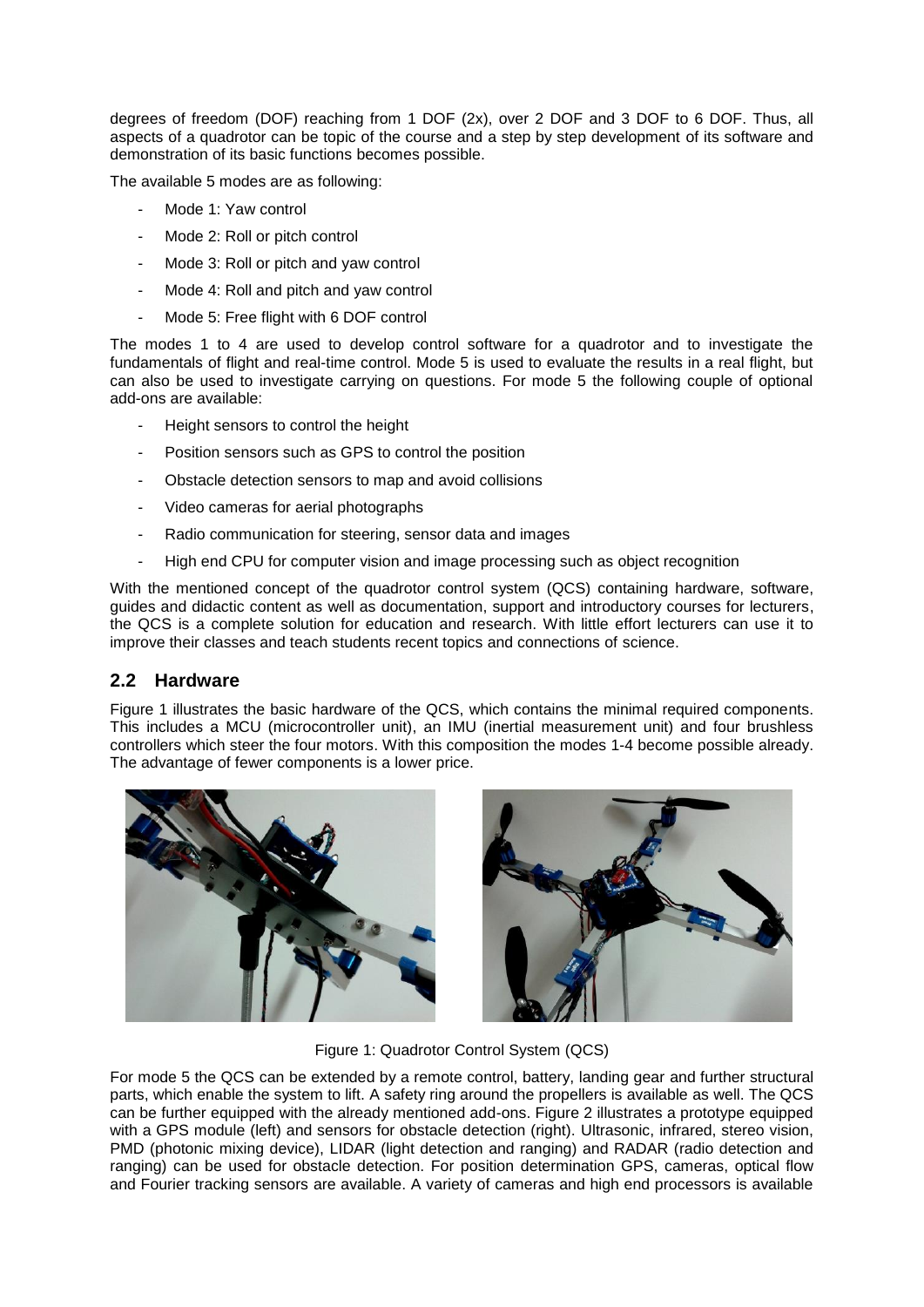degrees of freedom (DOF) reaching from 1 DOF (2x), over 2 DOF and 3 DOF to 6 DOF. Thus, all aspects of a quadrotor can be topic of the course and a step by step development of its software and demonstration of its basic functions becomes possible.

The available 5 modes are as following:

- Mode 1: Yaw control
- Mode 2: Roll or pitch control
- Mode 3: Roll or pitch and yaw control
- Mode 4: Roll and pitch and yaw control
- Mode 5: Free flight with 6 DOF control

The modes 1 to 4 are used to develop control software for a quadrotor and to investigate the fundamentals of flight and real-time control. Mode 5 is used to evaluate the results in a real flight, but can also be used to investigate carrying on questions. For mode 5 the following couple of optional add-ons are available:

- Height sensors to control the height
- Position sensors such as GPS to control the position
- Obstacle detection sensors to map and avoid collisions
- Video cameras for aerial photographs
- Radio communication for steering, sensor data and images
- High end CPU for computer vision and image processing such as object recognition

With the mentioned concept of the quadrotor control system (QCS) containing hardware, software, guides and didactic content as well as documentation, support and introductory courses for lecturers, the QCS is a complete solution for education and research. With little effort lecturers can use it to improve their classes and teach students recent topics and connections of science.

## 2.2 Hardware

Figure 1 illustrates the basic hardware of the QCS, which contains the minimal required components. This includes a MCU (microcontroller unit), an IMU (inertial measurement unit) and four brushless controllers which steer the four motors. With this composition the modes 1-4 become possible already. The advantage of fewer components is a lower price.

Figure 1: Quadrotor Control System (QCS)

For mode 5 the QCS can be extended by a remote control, battery, landing gear and further structural parts, which enable the system to lift. A safety ring around the propellers is available as well. The QCS can be further equipped with the already mentioned add-ons. Figure 2 illustrates a prototype equipped with a GPS module (left) and sensors for obstacle detection (right). Ultrasonic, infrared, stereo vision, PMD (photonic mixing device), LIDAR (light detection and ranging) and RADAR (radio detection and ranging) can be used for obstacle detection. For position determination GPS, cameras, optical flow and Fourier tracking sensors are available. A variety of cameras and high end processors is available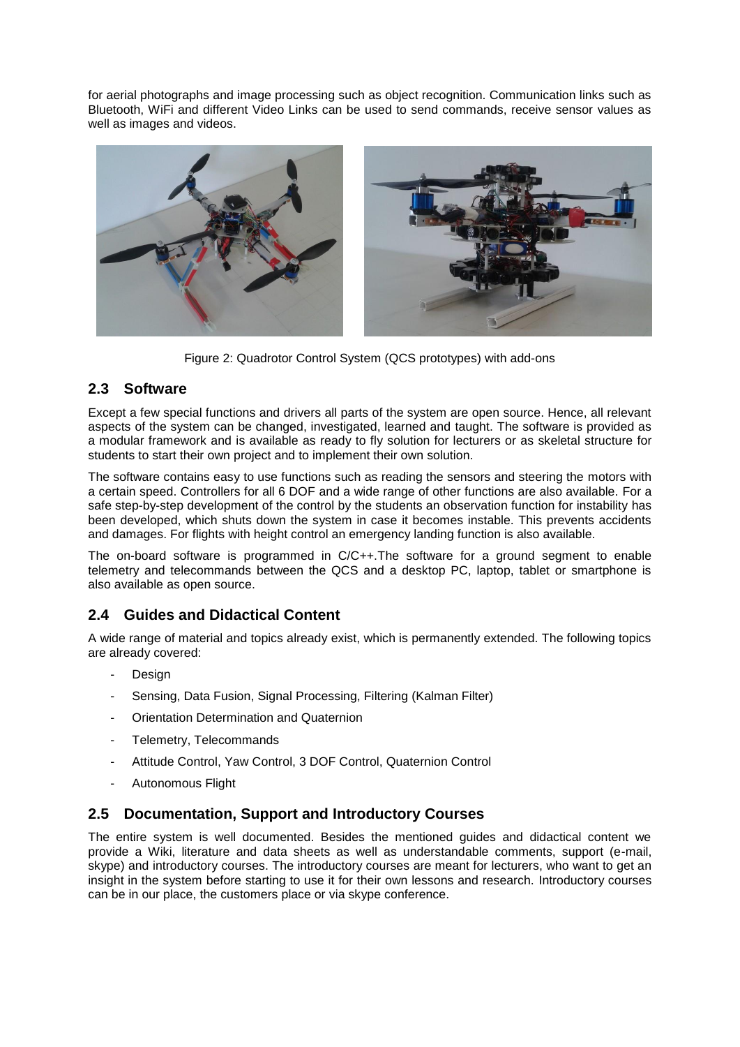for aerial photographs and image processing such as object recognition. Communication links such as Bluetooth, WiFi and different Video Links can be used to send commands, receive sensor values as well as images and videos.

Figure 2: Quadrotor Control System (QCS prototypes) with add-ons

## 2.3 Software

Except a few special functions and drivers all parts of the system are open source. Hence, all relevant aspects of the system can be changed, investigated, learned and taught. The software is provided as a modular framework and is available as ready to fly solution for lecturers or as skeletal structure for students to start their own project and to implement their own solution.

The software contains easy to use functions such as reading the sensors and steering the motors with a certain speed. Controllers for all 6 DOF and a wide range of other functions are also available. For a safe step-by-step development of the control by the students an observation function for instability has been developed, which shuts down the system in case it becomes instable. This prevents accidents and damages. For flights with height control an emergency landing function is also available.

The on-board software is programmed in C/C++.The software for a ground segment to enable telemetry and telecommands between the QCS and a desktop PC, laptop, tablet or smartphone is also available as open source.

## 2.4 Guides and Didactical Content

A wide range of material and topics already exist, which is permanently extended. The following topics are already covered:

- Design
- Sensing, Data Fusion, Signal Processing, Filtering (Kalman Filter)
- Orientation Determination and Quaternion
- Telemetry, Telecommands
- Attitude Control, Yaw Control, 3 DOF Control, Quaternion Control
- Autonomous Flight

## 2.5 Documentation, Support and Introductory Courses

The entire system is well documented. Besides the mentioned guides and didactical content we provide a Wiki, literature and data sheets as well as understandable comments, support (e-mail, skype) and introductory courses. The introductory courses are meant for lecturers, who want to get an insight in the system before starting to use it for their own lessons and research. Introductory courses can be in our place, the customers place or via skype conference.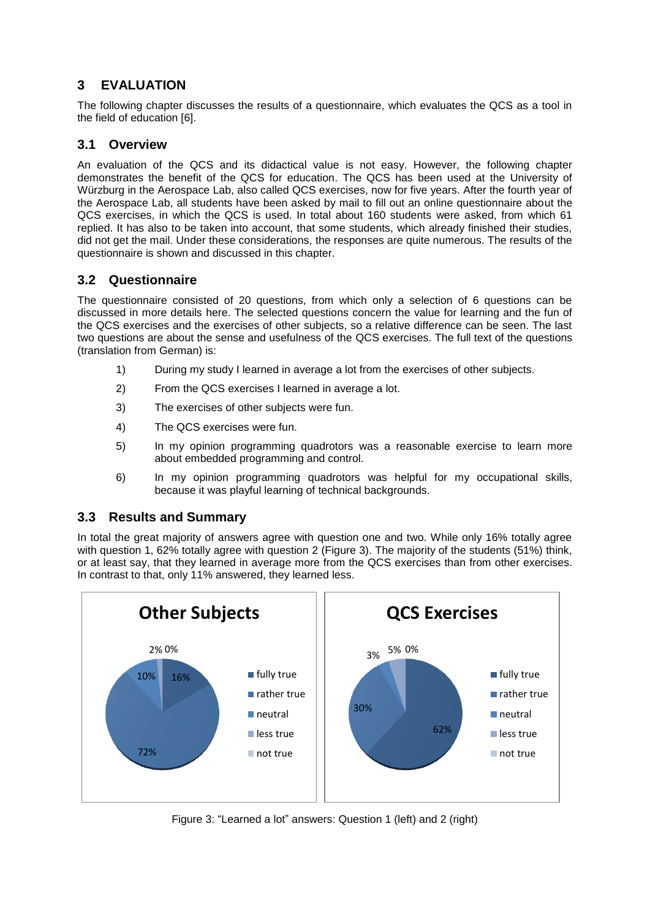## 3 EVALUATION

The following chapter discusses the results of a questionnaire, which evaluates the QCS as a tool in the field of education [6].

### 3.1 Overview

An evaluation of the QCS and its didactical value is not easy. However, the following chapter demonstrates the benefit of the QCS for education. The QCS has been used at the University of Würzburg in the Aerospace Lab, also called QCS exercises, now for five years. After the fourth year of the Aerospace Lab, all students have been asked by mail to fill out an online questionnaire about the QCS exercises, in which the QCS is used. In total about 160 students were asked, from which 61 replied. It has also to be taken into account, that some students, which already finished their studies, did not get the mail. Under these considerations, the responses are quite numerous. The results of the questionnaire is shown and discussed in this chapter.

### 3.2 Questionnaire

The questionnaire consisted of 20 questions, from which only a selection of 6 questions can be discussed in more details here. The selected questions concern the value for learning and the fun of the QCS exercises and the exercises of other subjects, so a relative difference can be seen. The last two questions are about the sense and usefulness of the QCS exercises. The full text of the questions (translation from German) is:

1) During my study I learned in average a lot from the exercises of other subjects.
2) From the QCS exercises I learned in average a lot.
3) The exercises of other subjects were fun.
4) The QCS exercises were fun.
5) In my opinion programming quadrotors was a reasonable exercise to learn more about embedded programming and control.
6) In my opinion programming quadrotors was helpful for my occupational skills, because it was playful learning of technical backgrounds.

### 3.3 Results and Summary

In total the great majority of answers agree with question one and two. While only 16% totally agree with question 1, 62% totally agree with question 2 (Figure 3). The majority of the students (51%) think, or at least say, that they learned in average more from the QCS exercises than from other exercises. In contrast to that, only 11% answered, they learned less.

| Answer | Other Subjects | QCS Exercises |
|---|---|---|
| fully true | 16% | 62% |
| rather true | 72% | 30% |
| neutral | 10% | 3% |
| less true | 2% | 5% |
| not true | 0% | 0% |

Figure 3: "Learned a lot" answers: Question 1 (left) and 2 (right)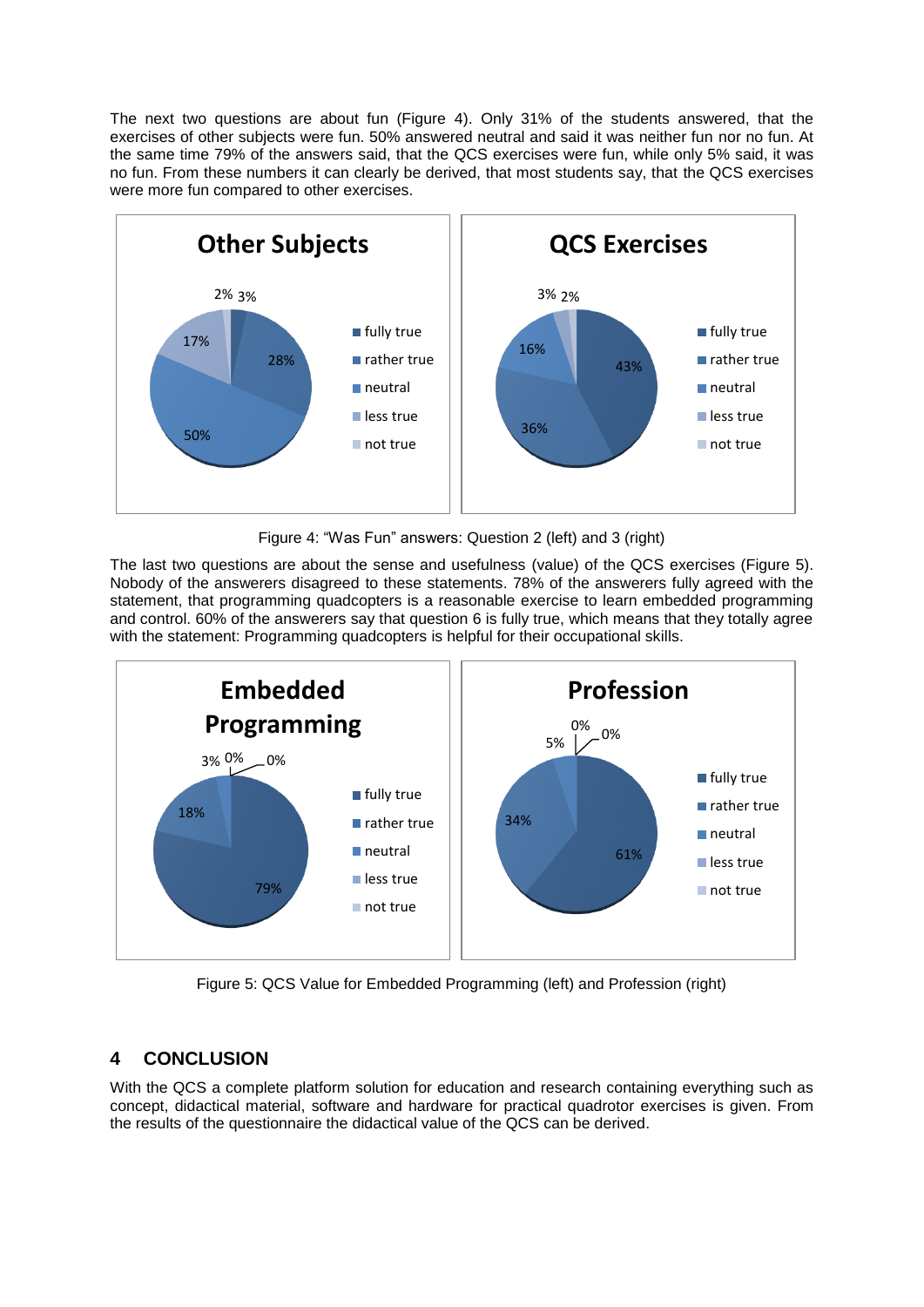The next two questions are about fun (Figure 4). Only 31% of the students answered, that the exercises of other subjects were fun. 50% answered neutral and said it was neither fun nor no fun. At the same time 79% of the answers said, that the QCS exercises were fun, while only 5% said, it was no fun. From these numbers it can clearly be derived, that most students say, that the QCS exercises were more fun compared to other exercises.

Figure 4: "Was Fun" answers: Question 2 (left) and 3 (right)

The last two questions are about the sense and usefulness (value) of the QCS exercises (Figure 5). Nobody of the answerers disagreed to these statements. 78% of the answerers fully agreed with the statement, that programming quadcopters is a reasonable exercise to learn embedded programming and control. 60% of the answerers say that question 6 is fully true, which means that they totally agree with the statement: Programming quadcopters is helpful for their occupational skills.

Figure 5: QCS Value for Embedded Programming (left) and Profession (right)

## 4 CONCLUSION

With the QCS a complete platform solution for education and research containing everything such as concept, didactical material, software and hardware for practical quadrotor exercises is given. From the results of the questionnaire the didactical value of the QCS can be derived.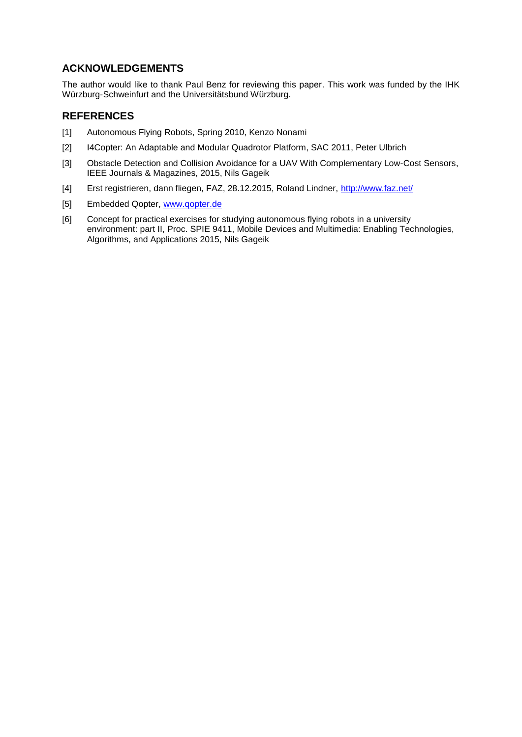## ACKNOWLEDGEMENTS

The author would like to thank Paul Benz for reviewing this paper. This work was funded by the IHK Würzburg-Schweinfurt and the Universitätsbund Würzburg.

## REFERENCES

[1] Autonomous Flying Robots, Spring 2010, Kenzo Nonami

[2] I4Copter: An Adaptable and Modular Quadrotor Platform, SAC 2011, Peter Ulbrich

[3] Obstacle Detection and Collision Avoidance for a UAV With Complementary Low-Cost Sensors, IEEE Journals & Magazines, 2015, Nils Gageik

[4] Erst registrieren, dann fliegen, FAZ, 28.12.2015, Roland Lindner, http://www.faz.net/

[5] Embedded Qopter, www.qopter.de

[6] Concept for practical exercises for studying autonomous flying robots in a university environment: part II, Proc. SPIE 9411, Mobile Devices and Multimedia: Enabling Technologies, Algorithms, and Applications 2015, Nils Gageik